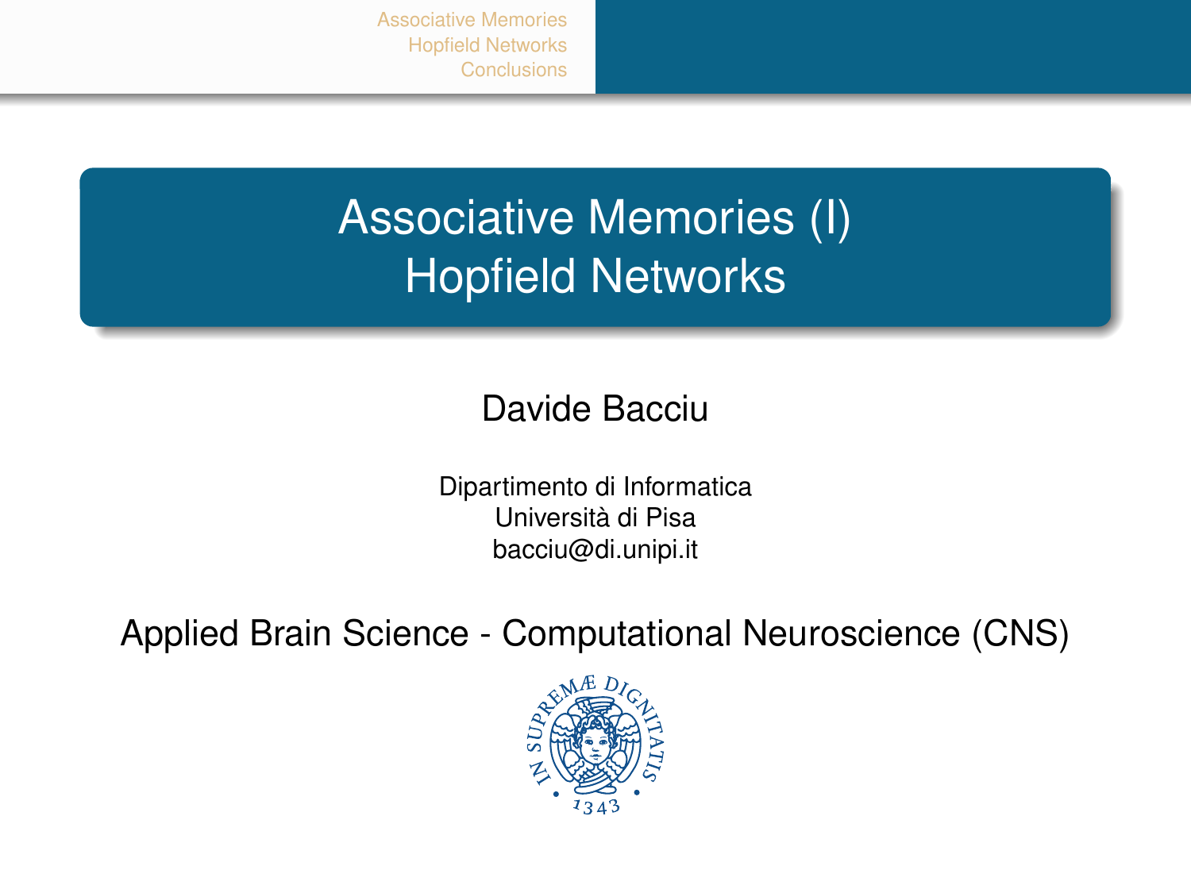# Associative Memories (I)
# Hopfield Networks

Davide Bacciu

Dipartimento di Informatica
Università di Pisa
bacciu@di.unipi.it

Applied Brain Science - Computational Neuroscience (CNS)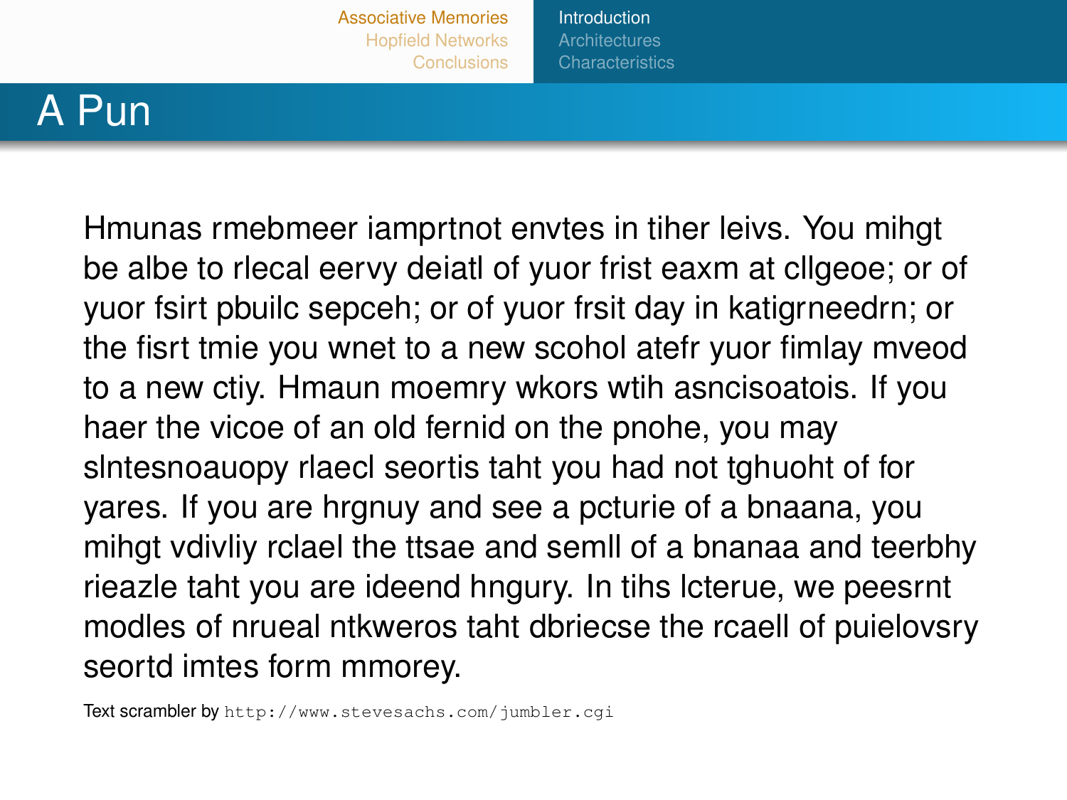# A Pun

Hmunas rmebmeer iamprtnot envtes in tiher leivs. You mihgt be albe to rlecal eervy deiatl of yuor frist eaxm at cllgeoe; or of yuor fsirt pbuilc sepceh; or of yuor frsit day in katigrneedrn; or the fisrt tmie you wnet to a new scohol atefr yuor fimlay mveod to a new ctiy. Hmaun moemry wkors wtih asncisoatois. If you haer the vicoe of an old fernid on the pnohe, you may slntesnoauopy rlaecl seortis taht you had not tghuoht of for yares. If you are hrgnuy and see a pcturie of a bnaana, you mihgt vdivliy rclael the ttsae and semll of a bnanaa and teerbhy rieazle taht you are ideend hngury. In tihs lcterue, we peesrnt modles of nrueal ntkweros taht dbriecse the rcaell of puielovsry seortd imtes form mmorey.

Text scrambler by `http://www.stevesachs.com/jumbler.cgi`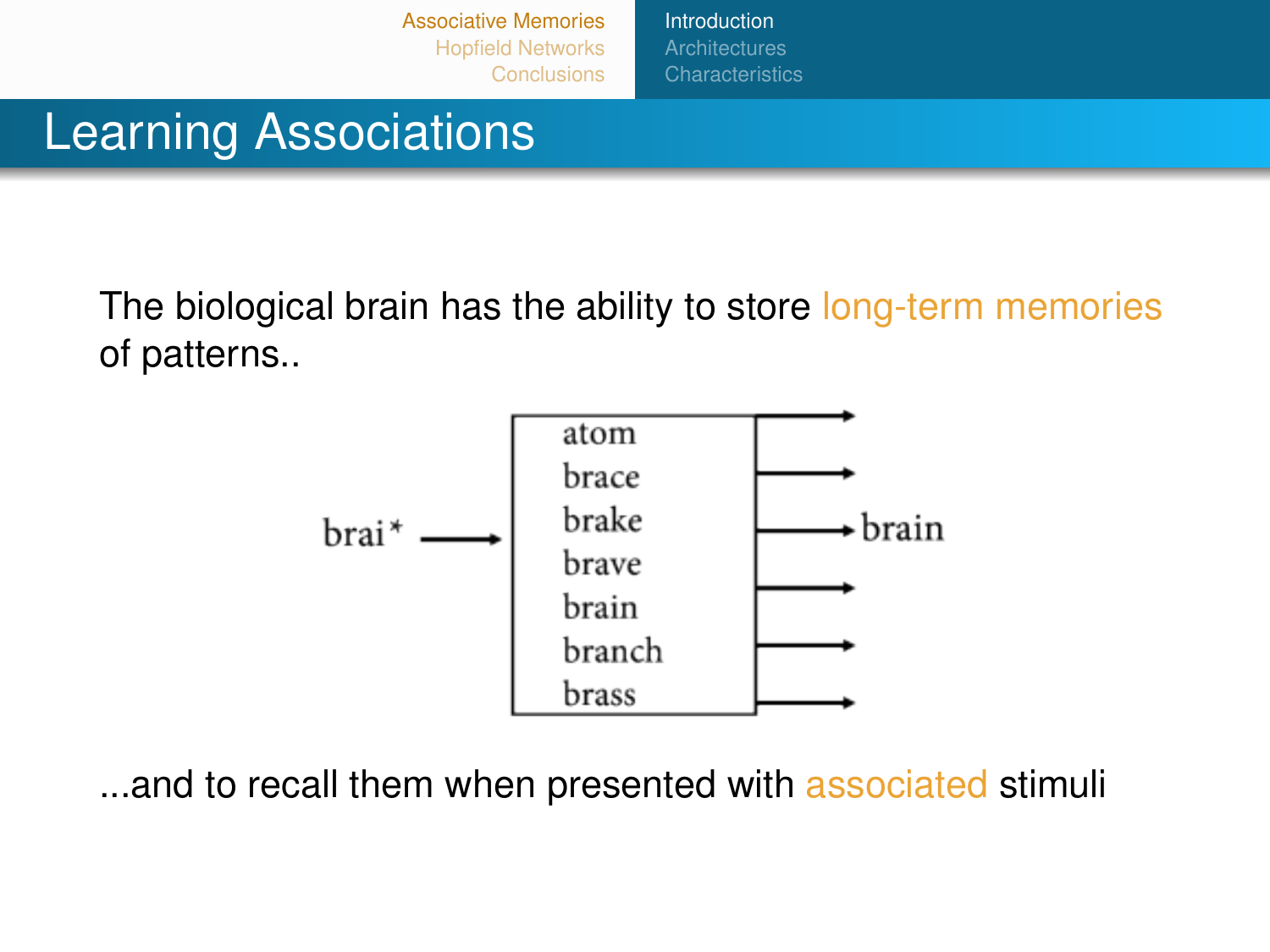# Learning Associations

The biological brain has the ability to store long-term memories of patterns..

brai* → [atom, brace, brake, brave, brain, branch, brass] → brain

...and to recall them when presented with associated stimuli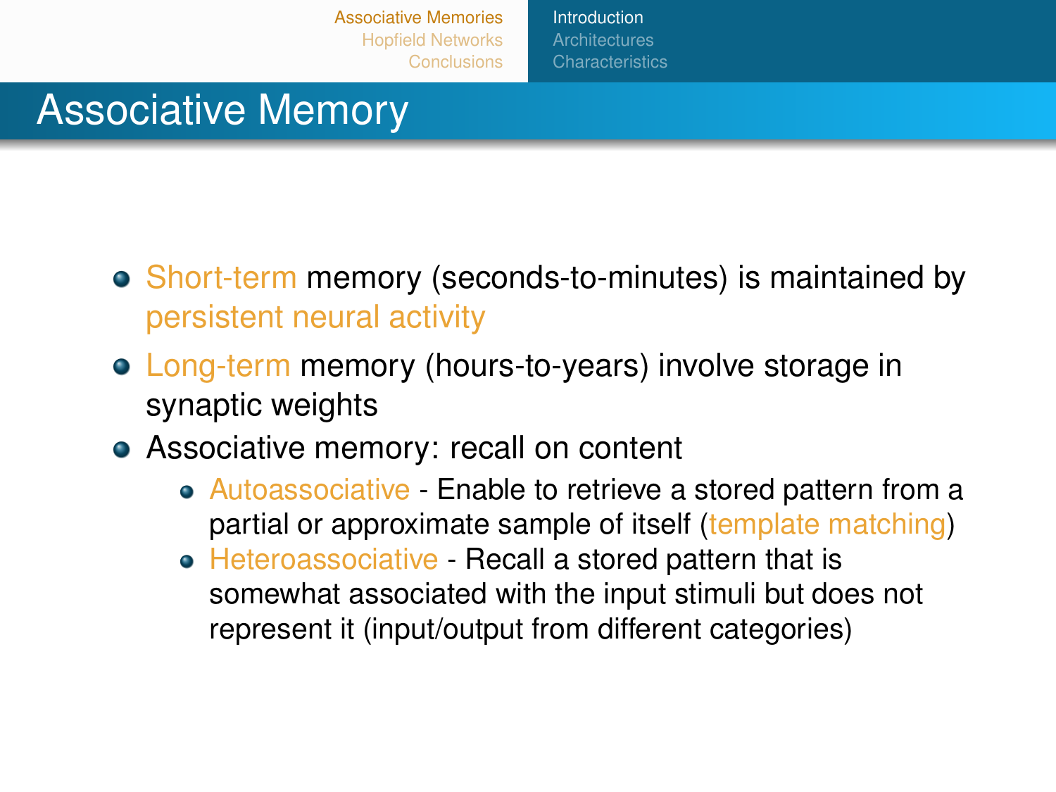# Associative Memory

- Short-term memory (seconds-to-minutes) is maintained by persistent neural activity
- Long-term memory (hours-to-years) involve storage in synaptic weights
- Associative memory: recall on content
  - Autoassociative - Enable to retrieve a stored pattern from a partial or approximate sample of itself (template matching)
  - Heteroassociative - Recall a stored pattern that is somewhat associated with the input stimuli but does not represent it (input/output from different categories)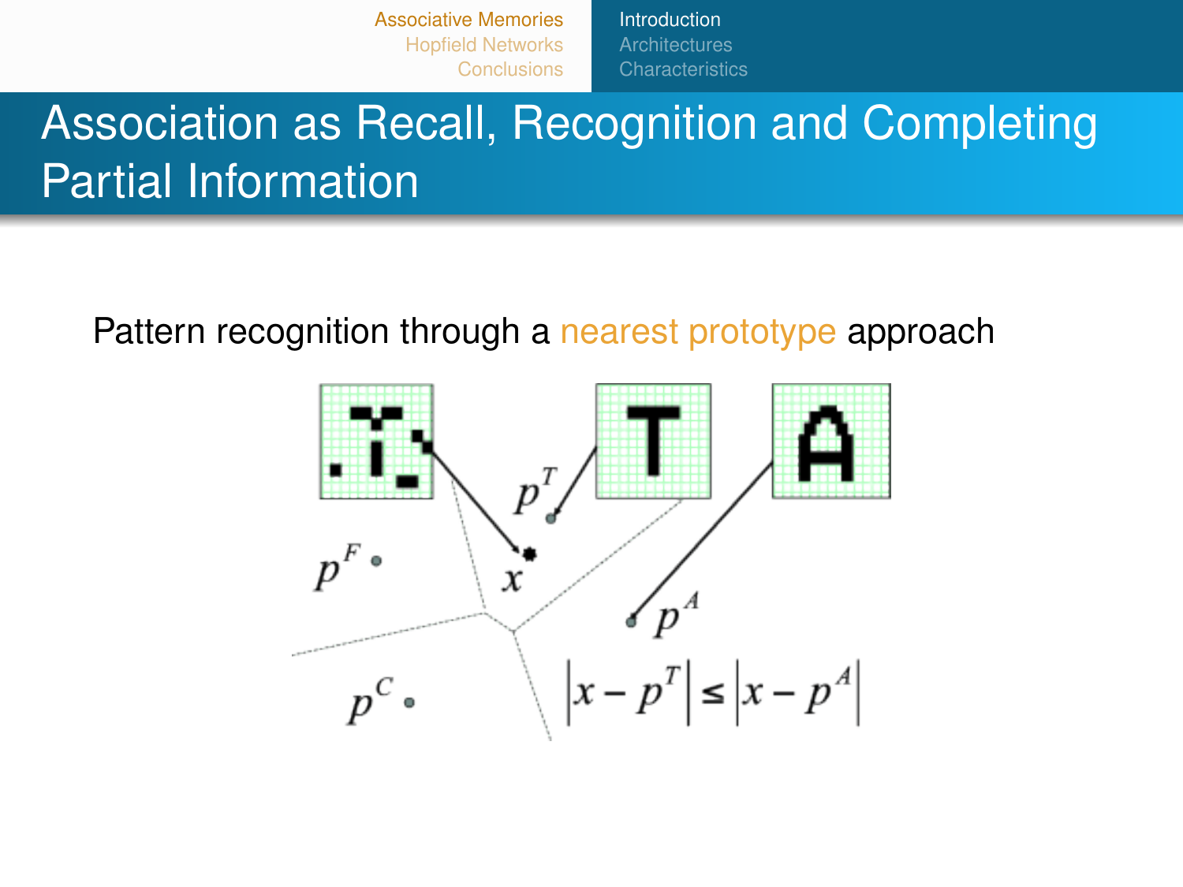# Association as Recall, Recognition and Completing Partial Information

Pattern recognition through a nearest prototype approach

$$|x - p^T| \leq |x - p^A|$$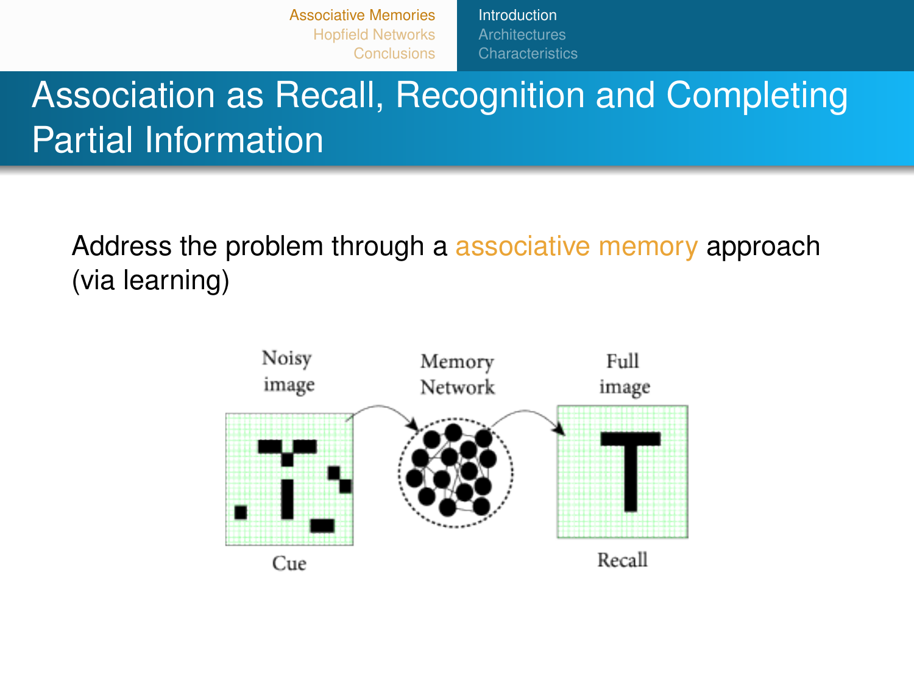# Association as Recall, Recognition and Completing Partial Information

Address the problem through a associative memory approach (via learning)

Noisy image | Memory Network | Full image

Cue | Recall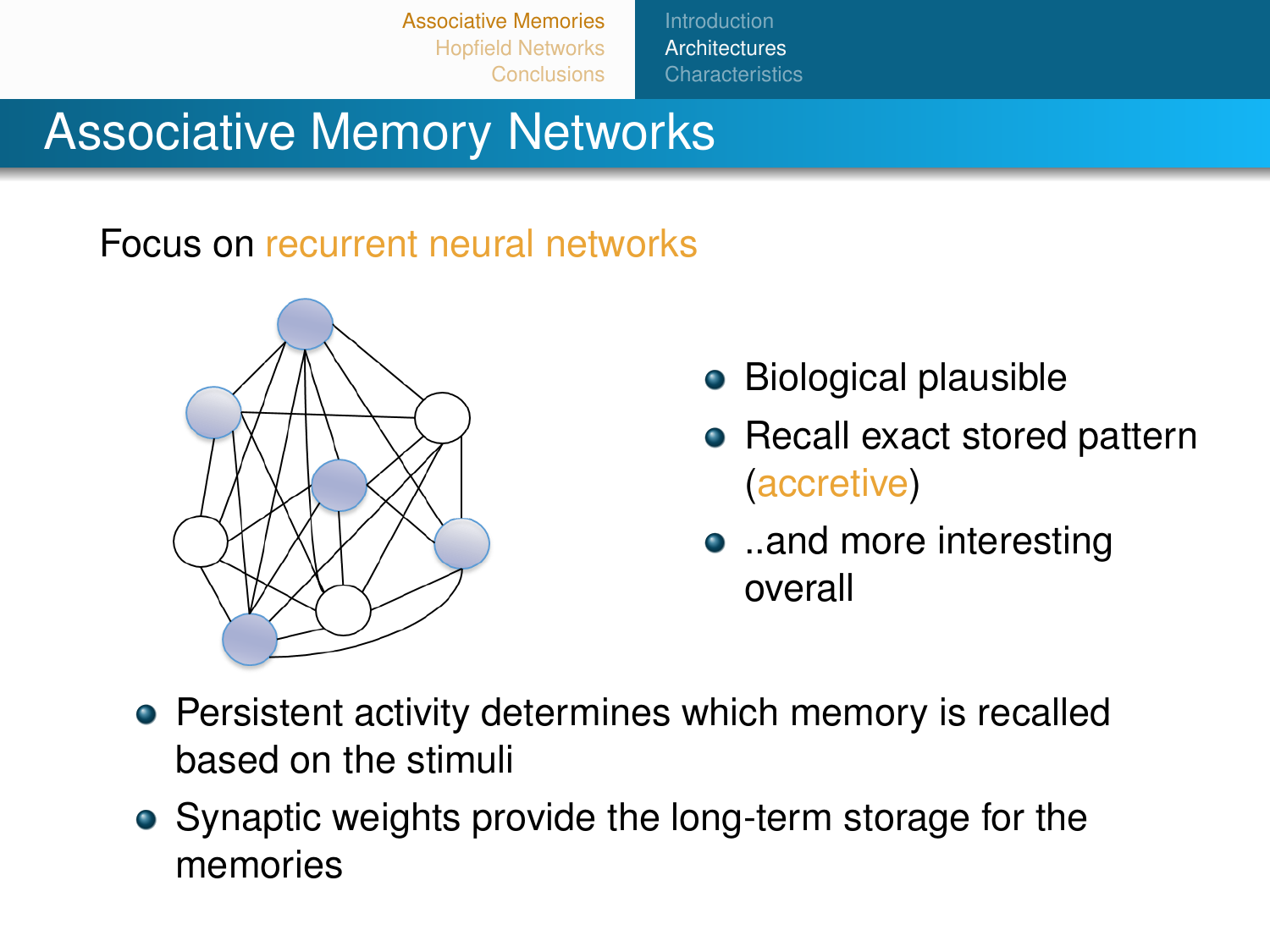# Associative Memory Networks

Focus on recurrent neural networks

- Biological plausible
- Recall exact stored pattern (accretive)
- ..and more interesting overall

- Persistent activity determines which memory is recalled based on the stimuli
- Synaptic weights provide the long-term storage for the memories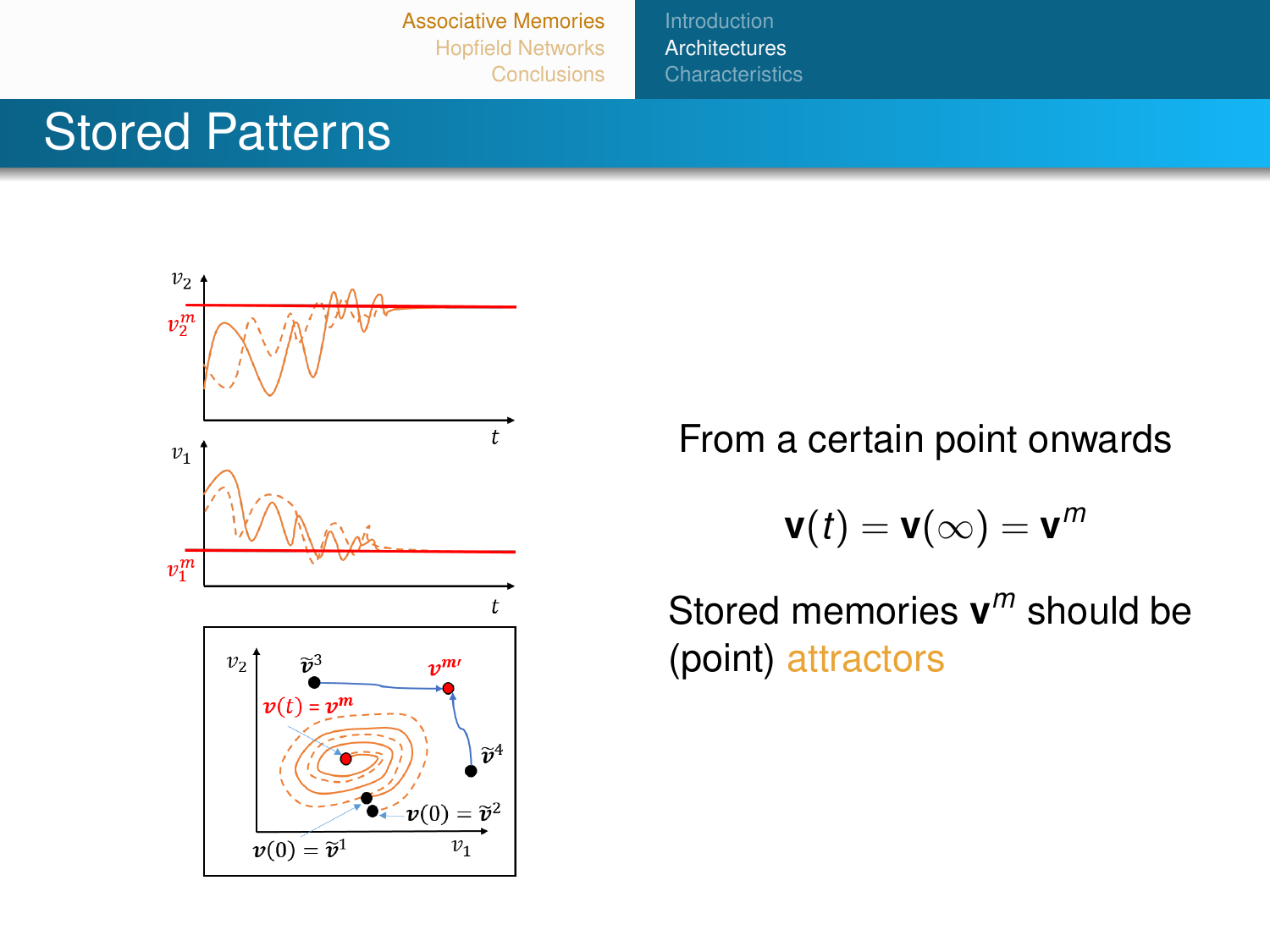# Stored Patterns

From a certain point onwards

$$\mathbf{v}(t) = \mathbf{v}(\infty) = \mathbf{v}^m$$

Stored memories $\mathbf{v}^m$ should be (point) attractors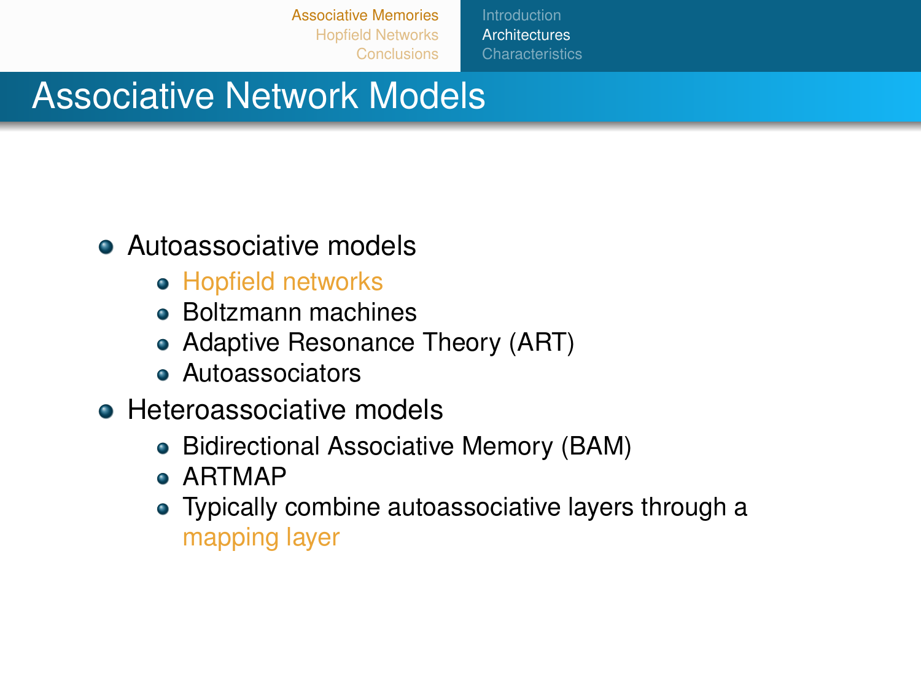# Associative Network Models

- Autoassociative models
  - Hopfield networks
  - Boltzmann machines
  - Adaptive Resonance Theory (ART)
  - Autoassociators
- Heteroassociative models
  - Bidirectional Associative Memory (BAM)
  - ARTMAP
  - Typically combine autoassociative layers through a mapping layer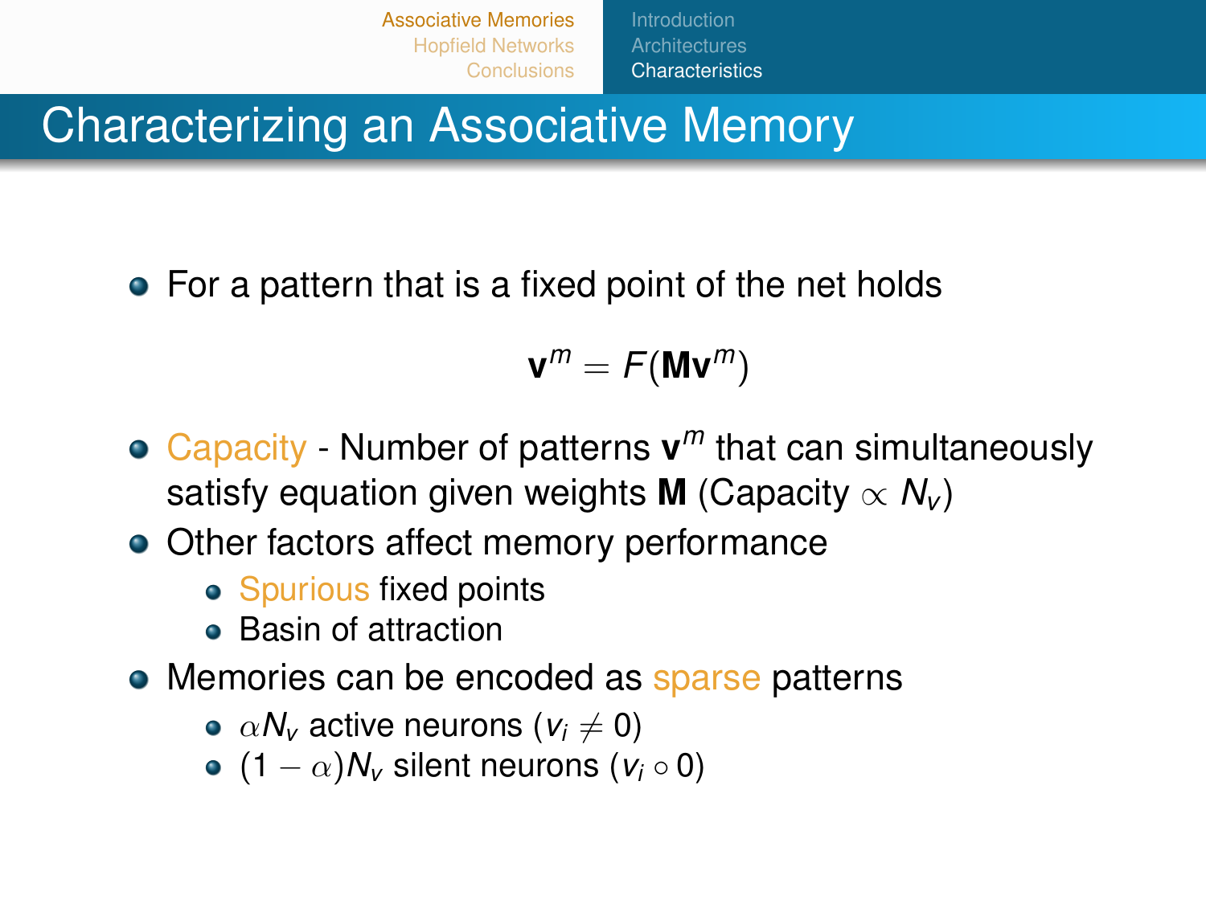# Characterizing an Associative Memory

- For a pattern that is a fixed point of the net holds

$$\mathbf{v}^m = F(\mathbf{M}\mathbf{v}^m)$$

- Capacity - Number of patterns $\mathbf{v}^m$ that can simultaneously satisfy equation given weights $\mathbf{M}$ (Capacity $\propto N_v$)
- Other factors affect memory performance
  - Spurious fixed points
  - Basin of attraction
- Memories can be encoded as sparse patterns
  - $\alpha N_v$ active neurons ($v_i \neq 0$)
  - $(1 - \alpha)N_v$ silent neurons ($v_i \circ 0$)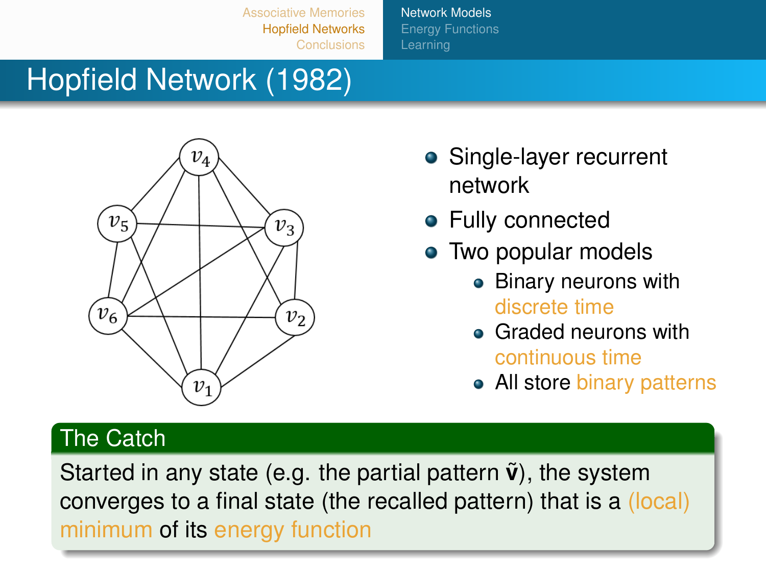# Hopfield Network (1982)

- Single-layer recurrent network
- Fully connected
- Two popular models
  - Binary neurons with discrete time
  - Graded neurons with continuous time
  - All store binary patterns

## The Catch

Started in any state (e.g. the partial pattern $\tilde{\mathbf{v}}$), the system converges to a final state (the recalled pattern) that is a (local) minimum of its energy function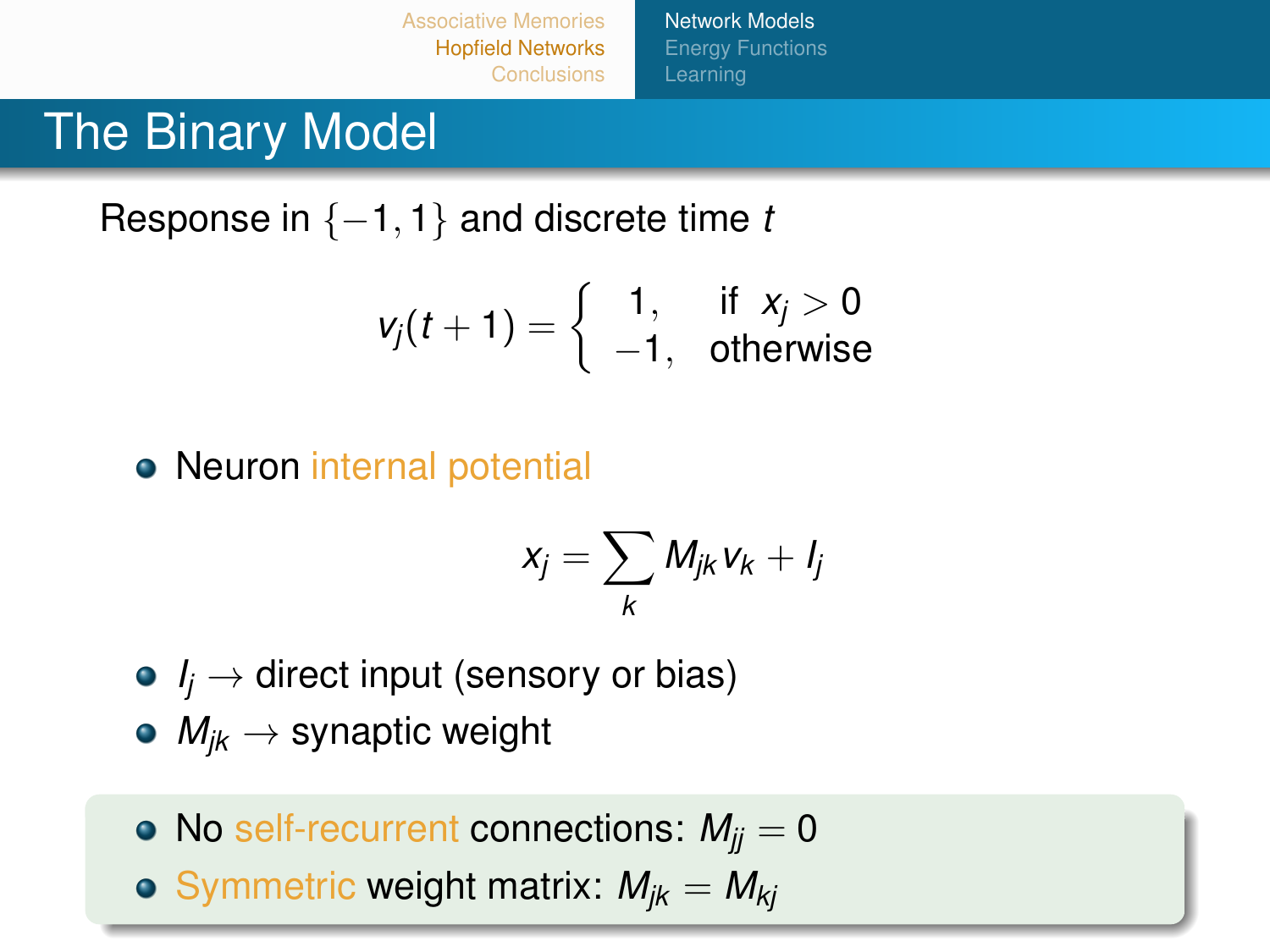# The Binary Model

Response in $\{-1, 1\}$ and discrete time $t$

$$v_j(t+1) = \begin{cases} 1, & \text{if } \; x_j > 0 \\ -1, & \text{otherwise} \end{cases}$$

- Neuron internal potential

$$x_j = \sum_k M_{jk} v_k + I_j$$

- $I_j \rightarrow$ direct input (sensory or bias)
- $M_{jk} \rightarrow$ synaptic weight

- No self-recurrent connections: $M_{jj} = 0$
- Symmetric weight matrix: $M_{jk} = M_{kj}$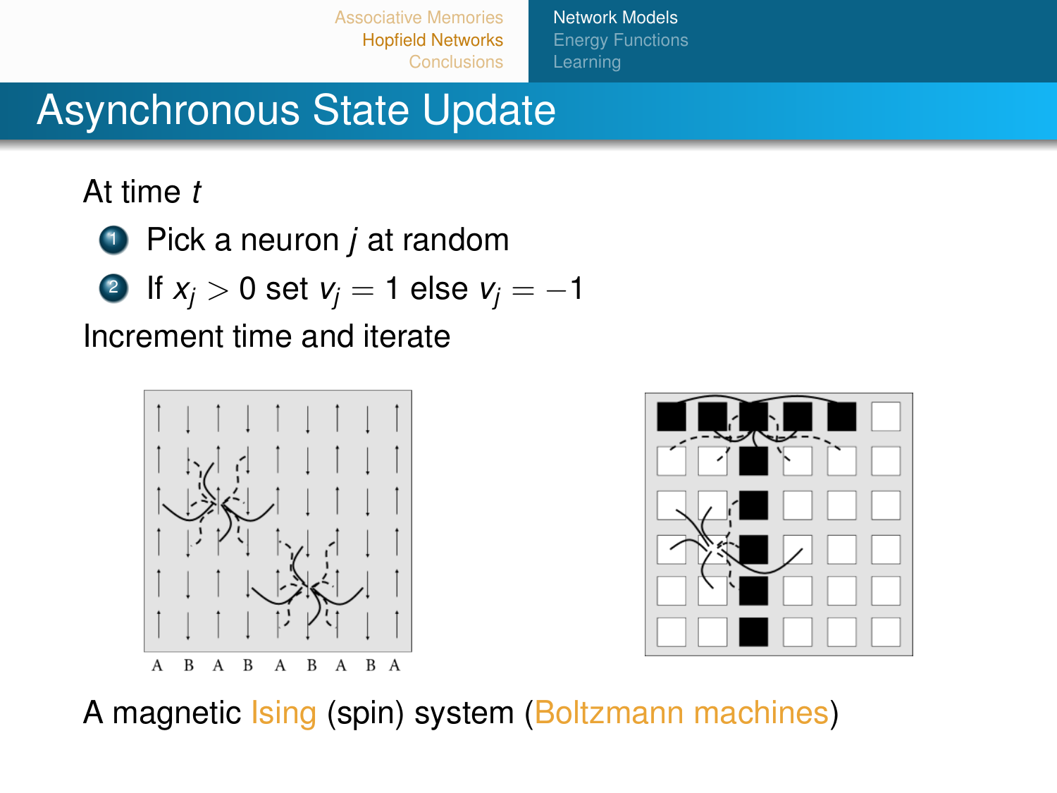# Asynchronous State Update

At time $t$

1. Pick a neuron $j$ at random
2. If $x_j > 0$ set $v_j = 1$ else $v_j = -1$

Increment time and iterate

A magnetic Ising (spin) system (Boltzmann machines)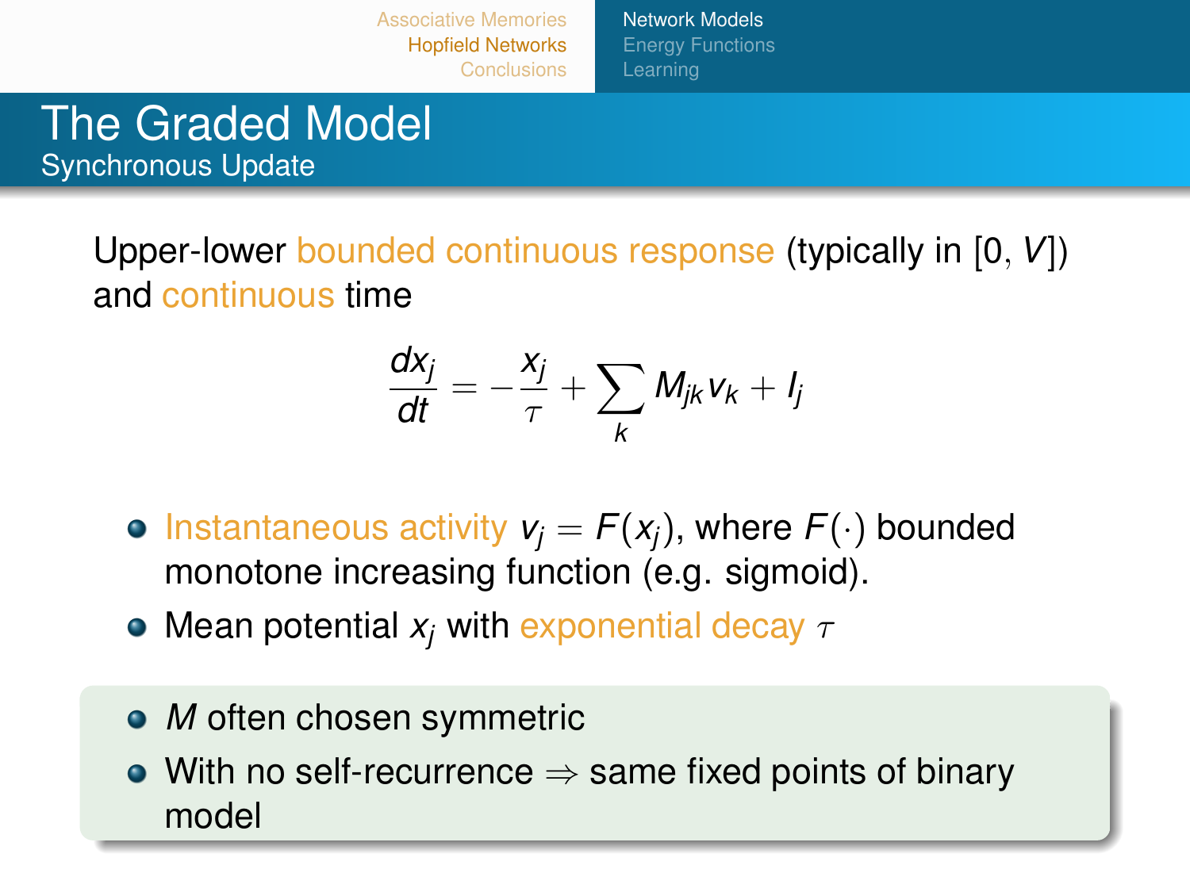# The Graded Model

## Synchronous Update

Upper-lower bounded continuous response (typically in $[0, V]$) and continuous time

$$\frac{dx_j}{dt} = -\frac{x_j}{\tau} + \sum_k M_{jk} v_k + I_j$$

- Instantaneous activity $v_j = F(x_j)$, where $F(\cdot)$ bounded monotone increasing function (e.g. sigmoid).
- Mean potential $x_j$ with exponential decay $\tau$

- $M$ often chosen symmetric
- With no self-recurrence $\Rightarrow$ same fixed points of binary model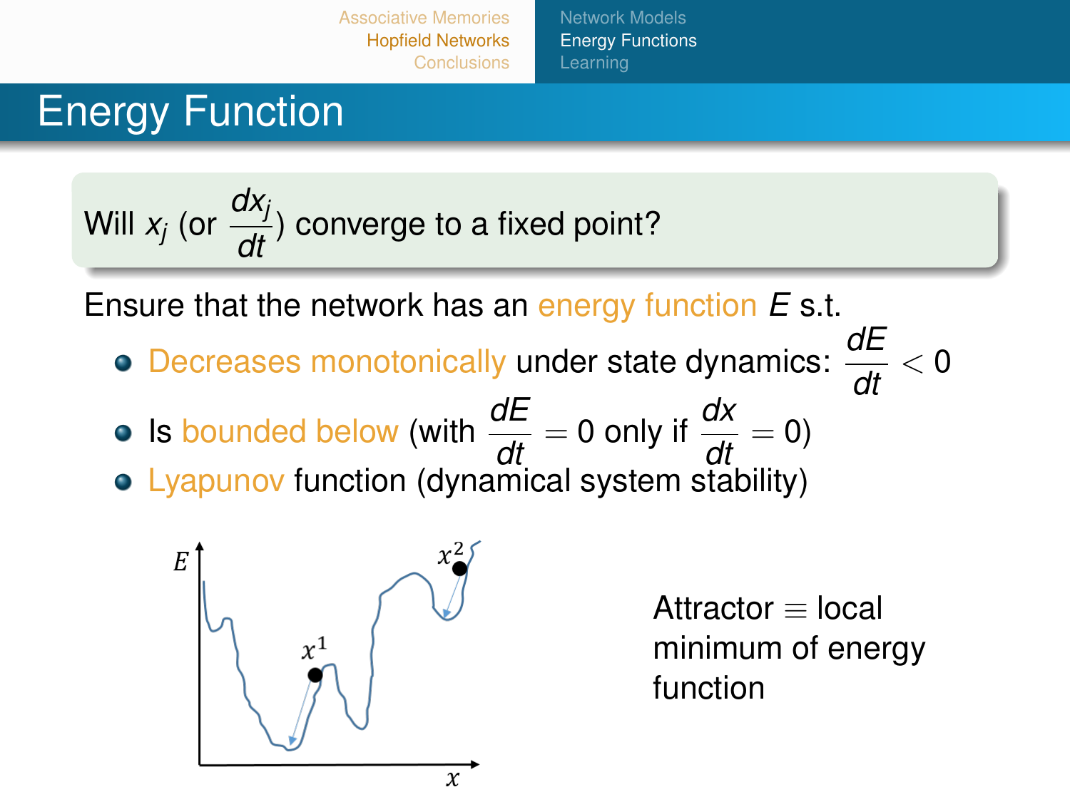# Energy Function

Will $x_j$ (or $\frac{dx_j}{dt}$) converge to a fixed point?

Ensure that the network has an energy function $E$ s.t.

- Decreases monotonically under state dynamics: $\frac{dE}{dt} < 0$
- Is bounded below (with $\frac{dE}{dt} = 0$ only if $\frac{dx}{dt} = 0$)
- Lyapunov function (dynamical system stability)

Attractor $\equiv$ local minimum of energy function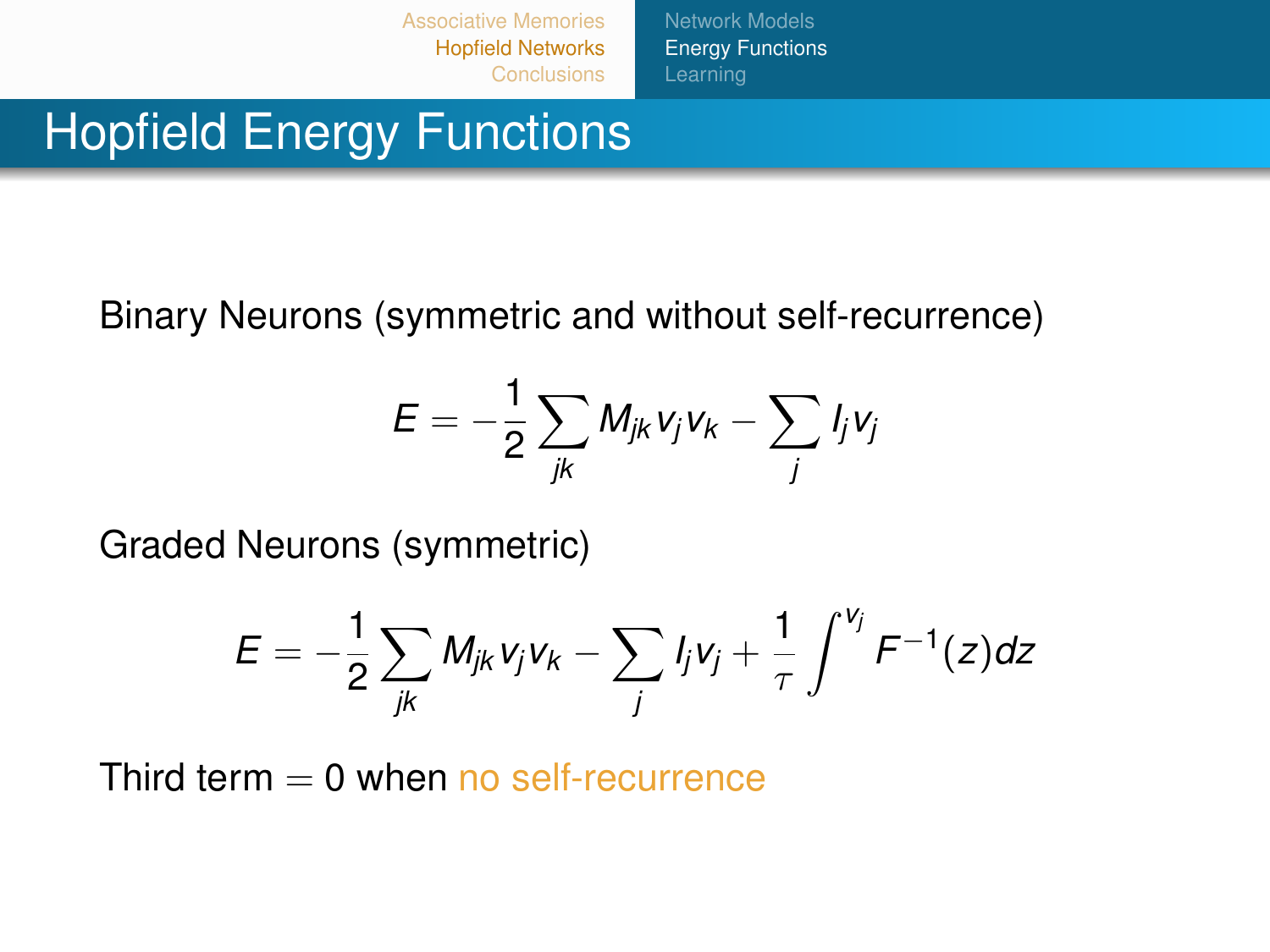# Hopfield Energy Functions

Binary Neurons (symmetric and without self-recurrence)

$$E = -\frac{1}{2}\sum_{jk} M_{jk} v_j v_k - \sum_j I_j v_j$$

Graded Neurons (symmetric)

$$E = -\frac{1}{2}\sum_{jk} M_{jk} v_j v_k - \sum_j I_j v_j + \frac{1}{\tau}\int^{v_j} F^{-1}(z)dz$$

Third term $= 0$ when no self-recurrence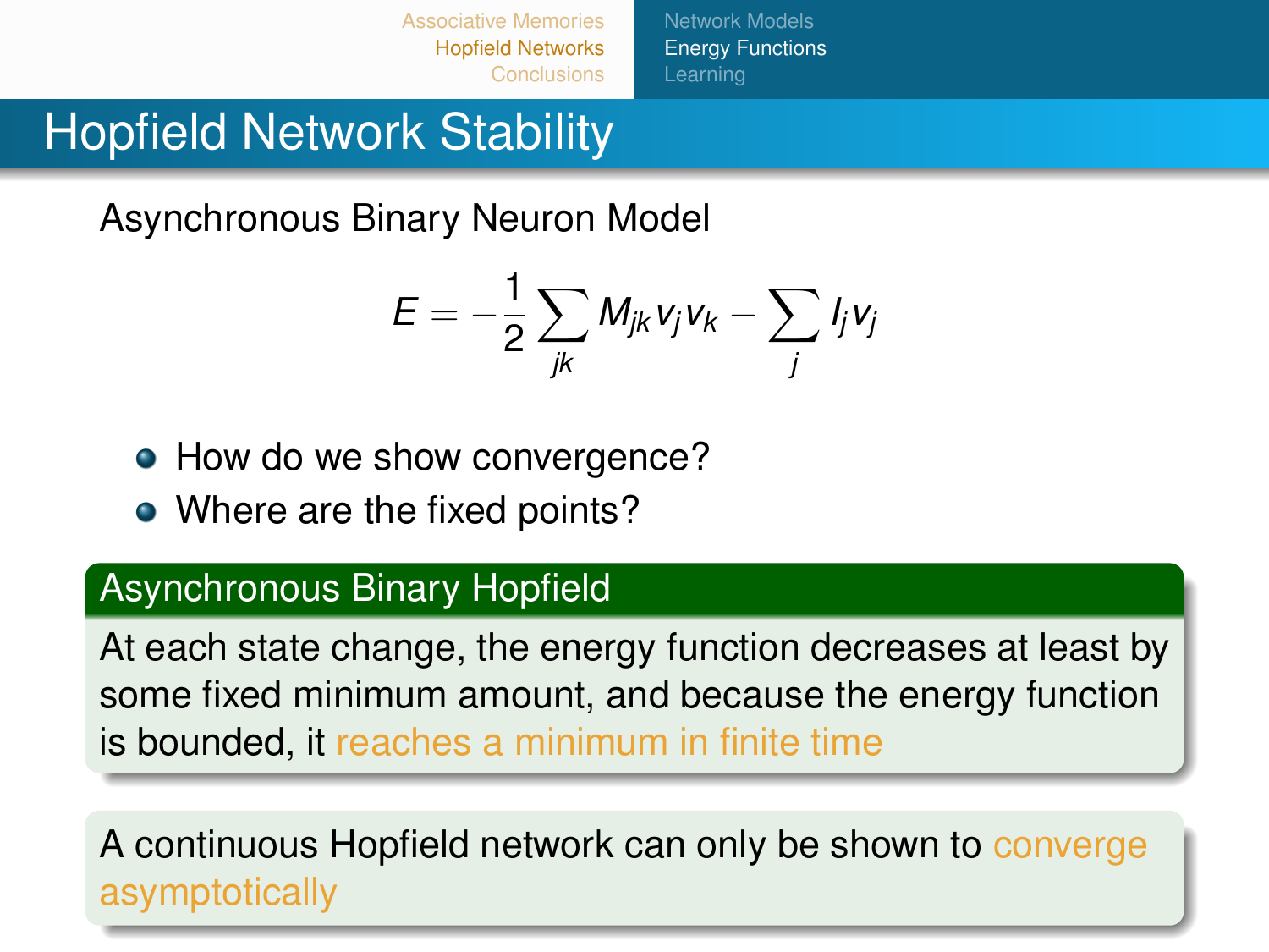# Hopfield Network Stability

Asynchronous Binary Neuron Model

$$E = -\frac{1}{2}\sum_{jk} M_{jk} v_j v_k - \sum_j I_j v_j$$

- How do we show convergence?
- Where are the fixed points?

**Asynchronous Binary Hopfield**

At each state change, the energy function decreases at least by some fixed minimum amount, and because the energy function is bounded, it reaches a minimum in finite time

A continuous Hopfield network can only be shown to converge asymptotically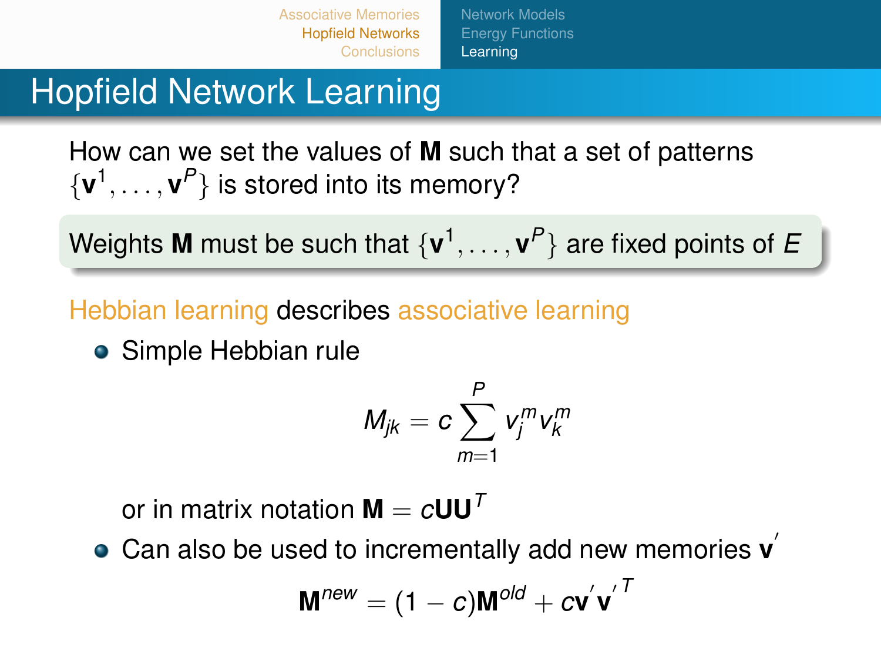# Hopfield Network Learning

How can we set the values of **M** such that a set of patterns $\{\mathbf{v}^1, \ldots, \mathbf{v}^P\}$ is stored into its memory?

Weights **M** must be such that $\{\mathbf{v}^1, \ldots, \mathbf{v}^P\}$ are fixed points of $E$

Hebbian learning describes associative learning

- Simple Hebbian rule

$$M_{jk} = c \sum_{m=1}^{P} v_j^m v_k^m$$

  or in matrix notation $\mathbf{M} = c\mathbf{U}\mathbf{U}^T$

- Can also be used to incrementally add new memories $\mathbf{v}'$

$$\mathbf{M}^{new} = (1 - c)\mathbf{M}^{old} + c\mathbf{v}'\mathbf{v}'^T$$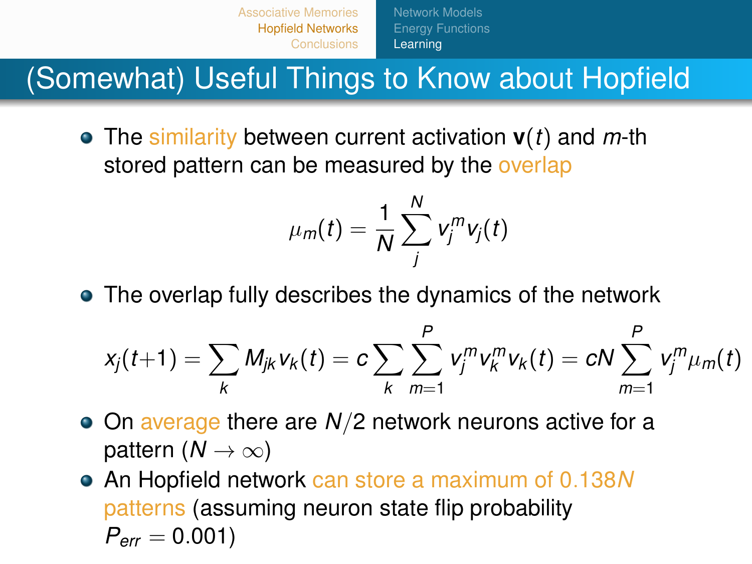# (Somewhat) Useful Things to Know about Hopfield

- The similarity between current activation $\mathbf{v}(t)$ and $m$-th stored pattern can be measured by the overlap

$$\mu_m(t) = \frac{1}{N} \sum_{j}^{N} v_j^m v_j(t)$$

- The overlap fully describes the dynamics of the network

$$x_j(t+1) = \sum_k M_{jk} v_k(t) = c \sum_k \sum_{m=1}^{P} v_j^m v_k^m v_k(t) = cN \sum_{m=1}^{P} v_j^m \mu_m(t)$$

- On average there are $N/2$ network neurons active for a pattern ($N \to \infty$)
- An Hopfield network can store a maximum of $0.138N$ patterns (assuming neuron state flip probability $P_{err} = 0.001$)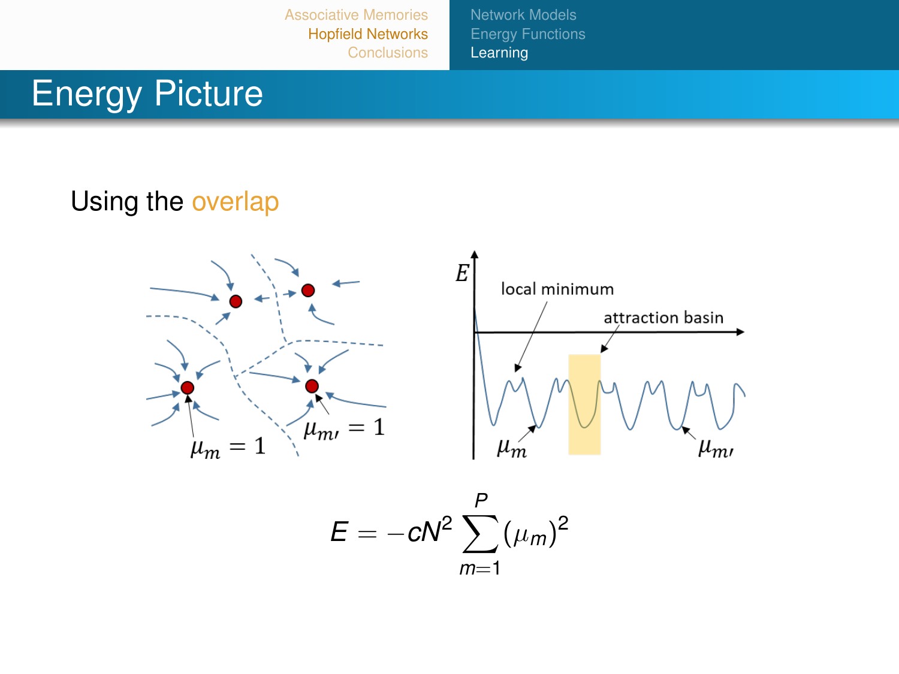# Energy Picture

Using the overlap

$$E = -cN^2 \sum_{m=1}^{P} (\mu_m)^2$$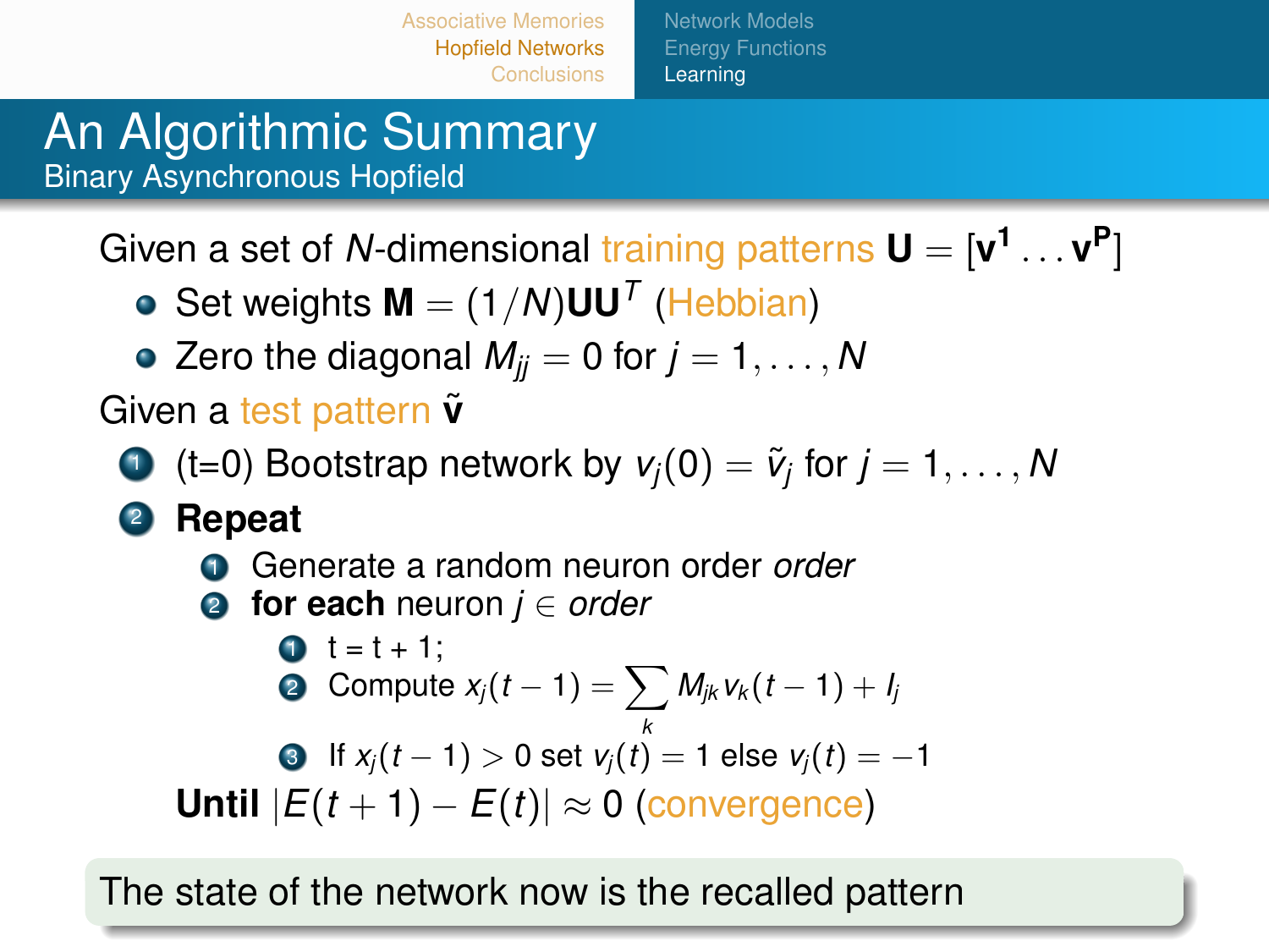# An Algorithmic Summary

## Binary Asynchronous Hopfield

Given a set of $N$-dimensional training patterns $\mathbf{U} = [\mathbf{v^1} \dots \mathbf{v^P}]$

- Set weights $\mathbf{M} = (1/N)\mathbf{U}\mathbf{U}^T$ (Hebbian)
- Zero the diagonal $M_{jj} = 0$ for $j = 1, \dots, N$

Given a test pattern $\tilde{\mathbf{v}}$

1. (t=0) Bootstrap network by $v_j(0) = \tilde{v}_j$ for $j = 1, \dots, N$
2. **Repeat**
   1. Generate a random neuron order *order*
   2. **for each** neuron $j \in$ *order*
      1. t = t + 1;
      2. Compute $x_j(t-1) = \sum_k M_{jk} v_k(t-1) + I_j$
      3. If $x_j(t-1) > 0$ set $v_j(t) = 1$ else $v_j(t) = -1$

   **Until** $|E(t+1) - E(t)| \approx 0$ (convergence)

The state of the network now is the recalled pattern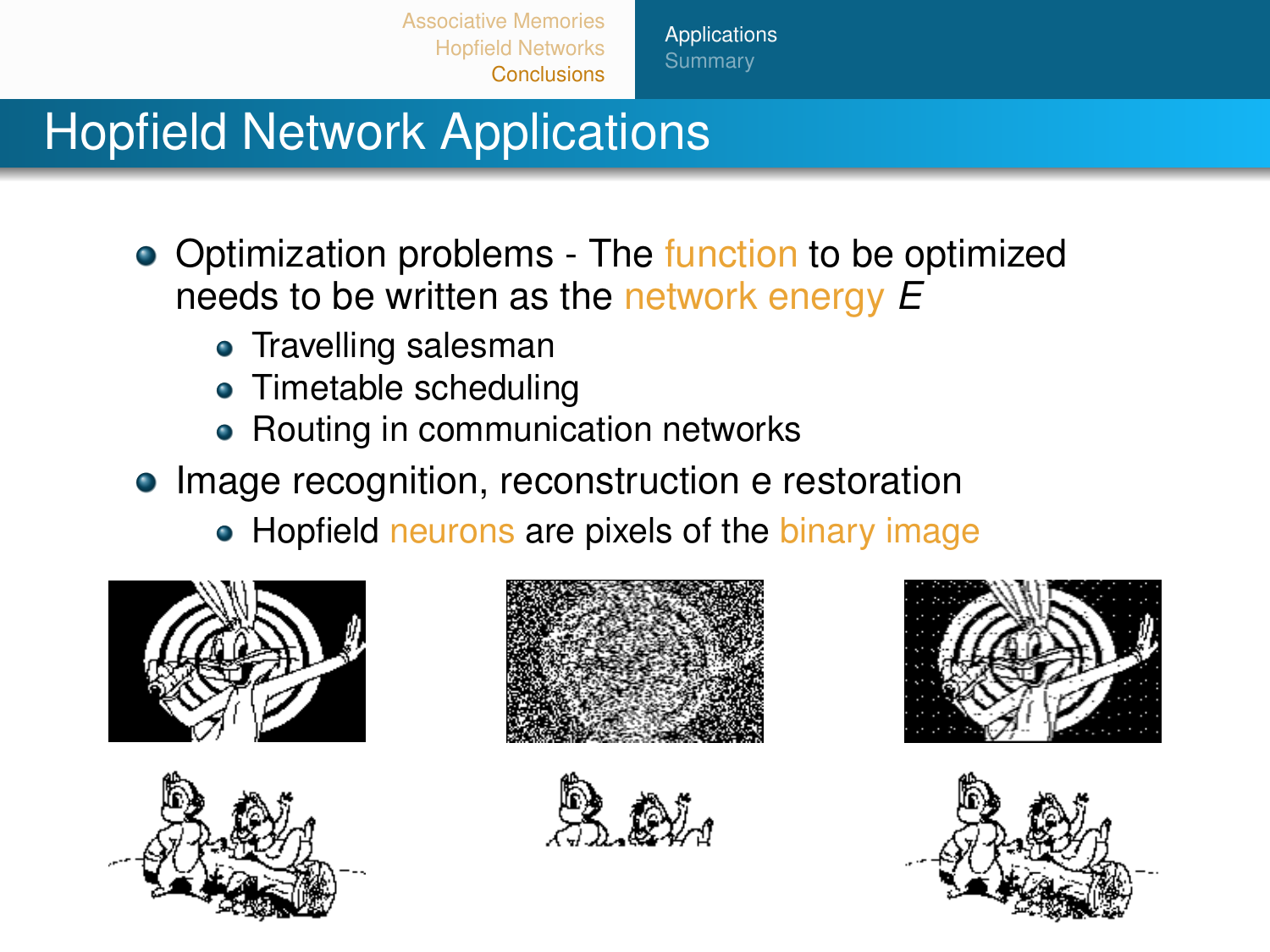# Hopfield Network Applications

- Optimization problems - The function to be optimized needs to be written as the network energy $E$
  - Travelling salesman
  - Timetable scheduling
  - Routing in communication networks
- Image recognition, reconstruction e restoration
  - Hopfield neurons are pixels of the binary image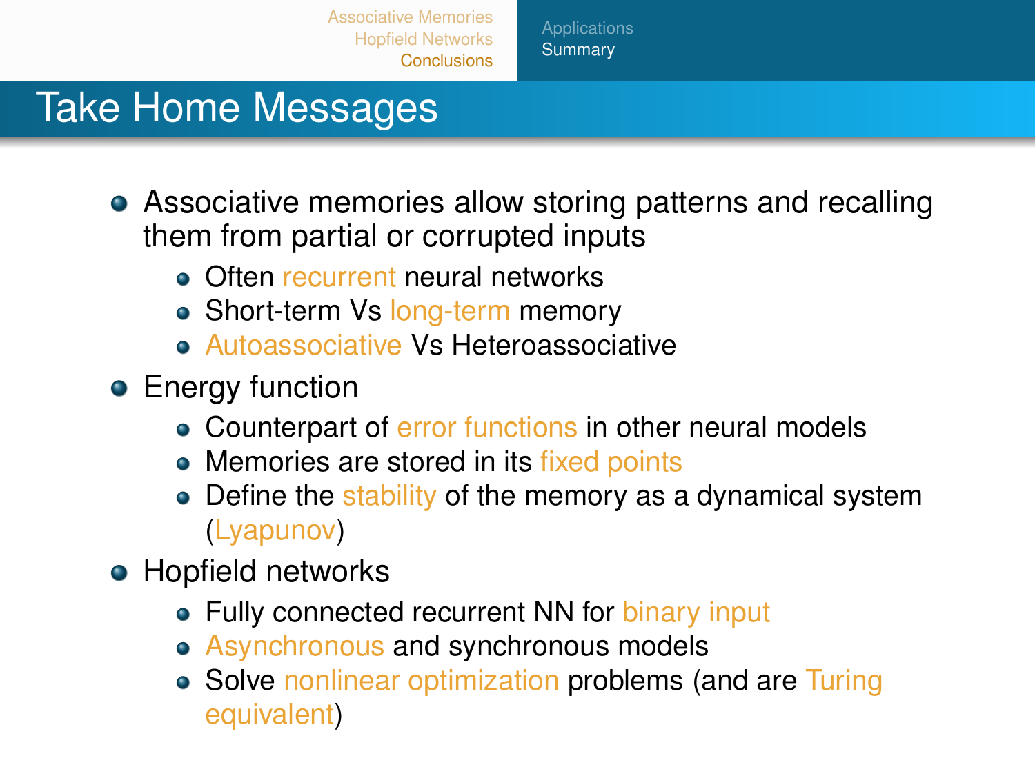# Take Home Messages

- Associative memories allow storing patterns and recalling them from partial or corrupted inputs
  - Often recurrent neural networks
  - Short-term Vs long-term memory
  - Autoassociative Vs Heteroassociative
- Energy function
  - Counterpart of error functions in other neural models
  - Memories are stored in its fixed points
  - Define the stability of the memory as a dynamical system (Lyapunov)
- Hopfield networks
  - Fully connected recurrent NN for binary input
  - Asynchronous and synchronous models
  - Solve nonlinear optimization problems (and are Turing equivalent)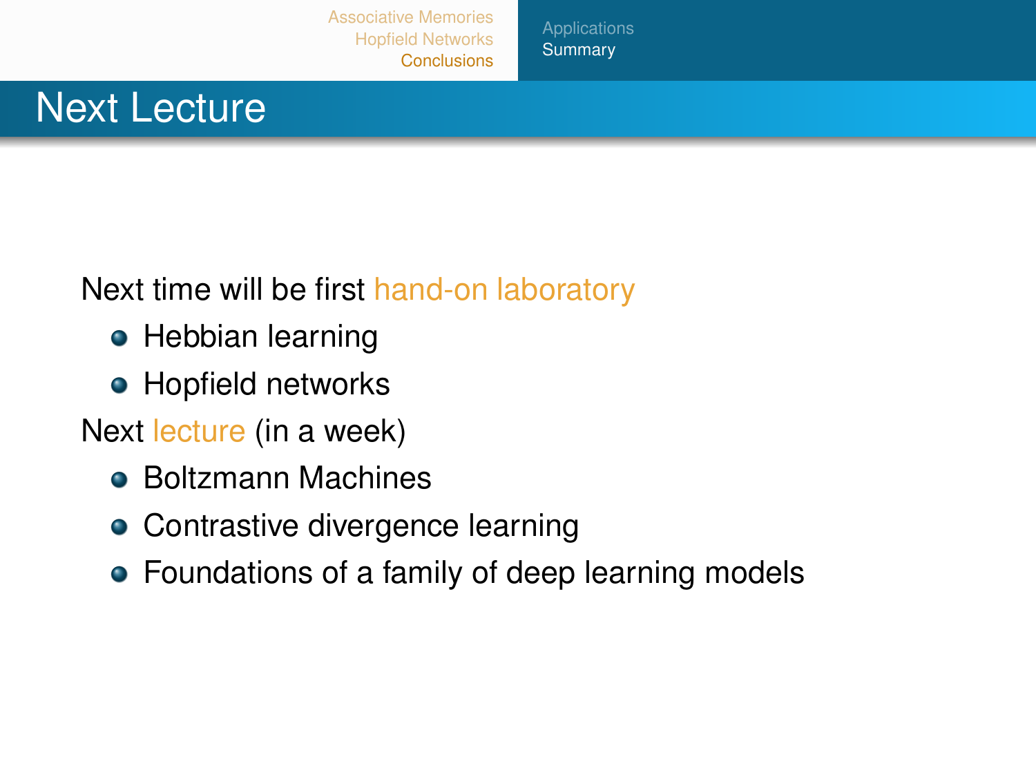# Next Lecture

Next time will be first hand-on laboratory

- Hebbian learning
- Hopfield networks

Next lecture (in a week)

- Boltzmann Machines
- Contrastive divergence learning
- Foundations of a family of deep learning models